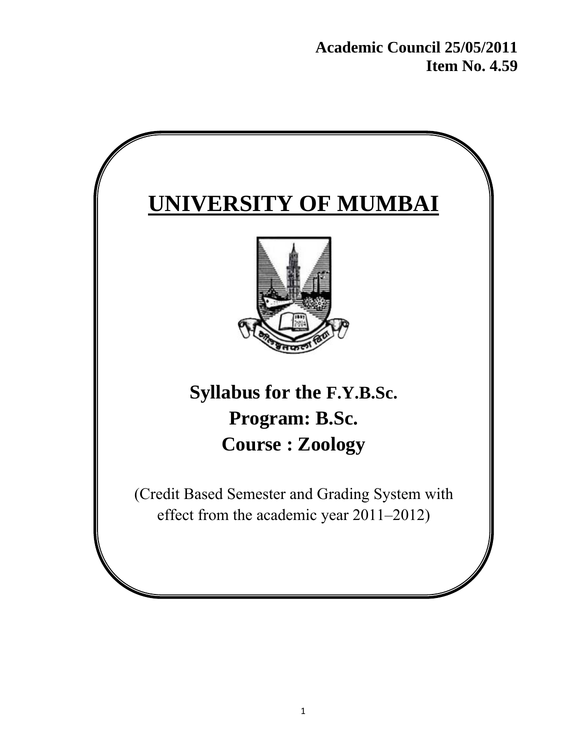**Academic Council 25/05/2011**
**Item No. 4.59**

# UNIVERSITY OF MUMBAI

## Syllabus for the F.Y.B.Sc.
## Program: B.Sc.
## Course : Zoology

(Credit Based Semester and Grading System with effect from the academic year 2011–2012)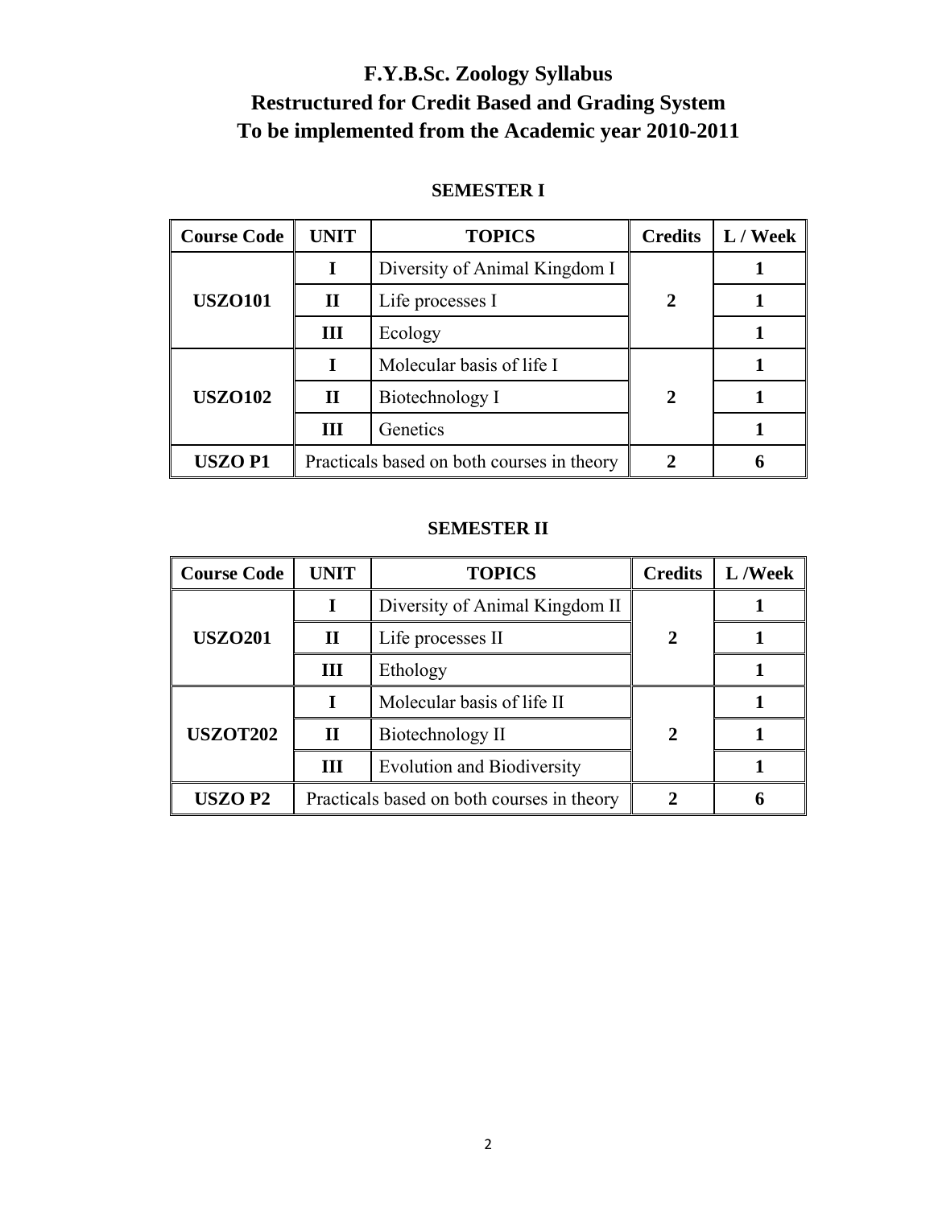# F.Y.B.Sc. Zoology Syllabus
# Restructured for Credit Based and Grading System
# To be implemented from the Academic year 2010-2011

## SEMESTER I

| Course Code | UNIT | TOPICS | Credits | L / Week |
|---|---|---|---|---|
| USZO101 | I | Diversity of Animal Kingdom I | 2 | 1 |
| | II | Life processes I | | 1 |
| | III | Ecology | | 1 |
| USZO102 | I | Molecular basis of life I | 2 | 1 |
| | II | Biotechnology I | | 1 |
| | III | Genetics | | 1 |
| USZO P1 | Practicals based on both courses in theory | | 2 | 6 |

## SEMESTER II

| Course Code | UNIT | TOPICS | Credits | L /Week |
|---|---|---|---|---|
| USZO201 | I | Diversity of Animal Kingdom II | 2 | 1 |
| | II | Life processes II | | 1 |
| | III | Ethology | | 1 |
| USZOT202 | I | Molecular basis of life II | 2 | 1 |
| | II | Biotechnology II | | 1 |
| | III | Evolution and Biodiversity | | 1 |
| USZO P2 | Practicals based on both courses in theory | | 2 | 6 |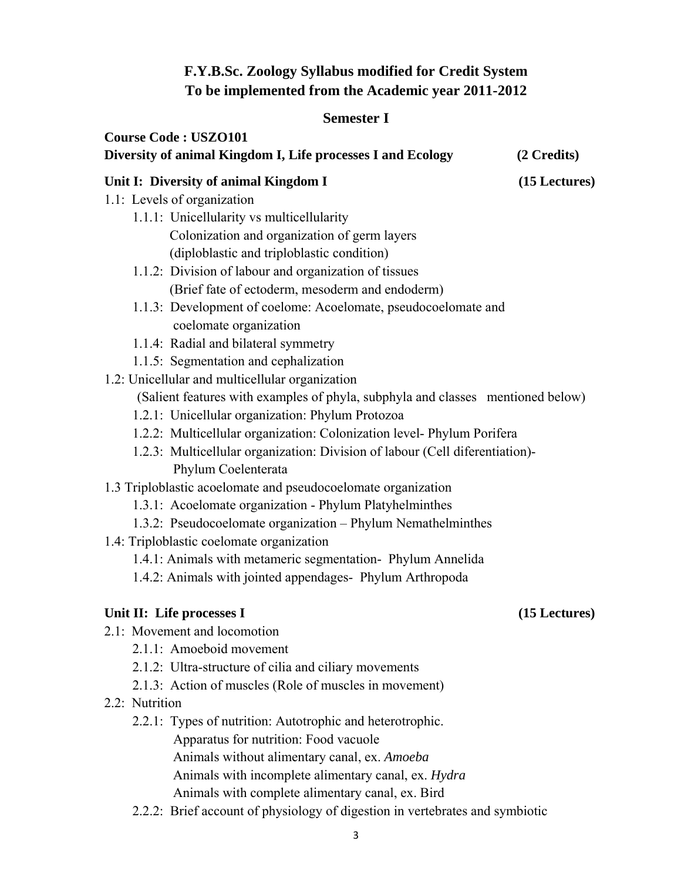# F.Y.B.Sc. Zoology Syllabus modified for Credit System
# To be implemented from the Academic year 2011-2012

## Semester I

**Course Code : USZO101**
**Diversity of animal Kingdom I, Life processes I and Ecology (2 Credits)**

### Unit I: Diversity of animal Kingdom I (15 Lectures)

1.1: Levels of organization
- 1.1.1: Unicellularity vs multicellularity
  Colonization and organization of germ layers
  (diploblastic and triploblastic condition)
- 1.1.2: Division of labour and organization of tissues
  (Brief fate of ectoderm, mesoderm and endoderm)
- 1.1.3: Development of coelome: Acoelomate, pseudocoelomate and coelomate organization
- 1.1.4: Radial and bilateral symmetry
- 1.1.5: Segmentation and cephalization

1.2: Unicellular and multicellular organization
(Salient features with examples of phyla, subphyla and classes mentioned below)
- 1.2.1: Unicellular organization: Phylum Protozoa
- 1.2.2: Multicellular organization: Colonization level- Phylum Porifera
- 1.2.3: Multicellular organization: Division of labour (Cell diferentiation)- Phylum Coelenterata

1.3 Triploblastic acoelomate and pseudocoelomate organization
- 1.3.1: Acoelomate organization - Phylum Platyhelminthes
- 1.3.2: Pseudocoelomate organization – Phylum Nemathelminthes

1.4: Triploblastic coelomate organization
- 1.4.1: Animals with metameric segmentation- Phylum Annelida
- 1.4.2: Animals with jointed appendages- Phylum Arthropoda

### Unit II: Life processes I (15 Lectures)

2.1: Movement and locomotion
- 2.1.1: Amoeboid movement
- 2.1.2: Ultra-structure of cilia and ciliary movements
- 2.1.3: Action of muscles (Role of muscles in movement)

2.2: Nutrition
- 2.2.1: Types of nutrition: Autotrophic and heterotrophic.
  Apparatus for nutrition: Food vacuole
  Animals without alimentary canal, ex. *Amoeba*
  Animals with incomplete alimentary canal, ex. *Hydra*
  Animals with complete alimentary canal, ex. Bird
- 2.2.2: Brief account of physiology of digestion in vertebrates and symbiotic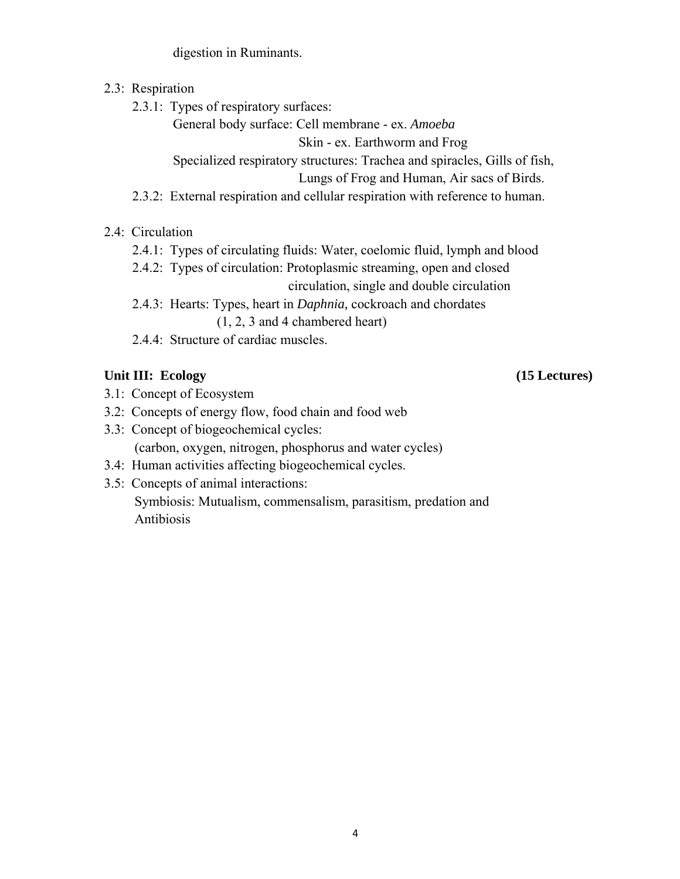digestion in Ruminants.

- 2.3: Respiration
  - 2.3.1: Types of respiratory surfaces:
    - General body surface: Cell membrane - ex. *Amoeba*
      - Skin - ex. Earthworm and Frog
    - Specialized respiratory structures: Trachea and spiracles, Gills of fish, Lungs of Frog and Human, Air sacs of Birds.
  - 2.3.2: External respiration and cellular respiration with reference to human.

- 2.4: Circulation
  - 2.4.1: Types of circulating fluids: Water, coelomic fluid, lymph and blood
  - 2.4.2: Types of circulation: Protoplasmic streaming, open and closed circulation, single and double circulation
  - 2.4.3: Hearts: Types, heart in *Daphnia,* cockroach and chordates (1, 2, 3 and 4 chambered heart)
  - 2.4.4: Structure of cardiac muscles.

**Unit III: Ecology (15 Lectures)**

- 3.1: Concept of Ecosystem
- 3.2: Concepts of energy flow, food chain and food web
- 3.3: Concept of biogeochemical cycles:
  (carbon, oxygen, nitrogen, phosphorus and water cycles)
- 3.4: Human activities affecting biogeochemical cycles.
- 3.5: Concepts of animal interactions:
  Symbiosis: Mutualism, commensalism, parasitism, predation and Antibiosis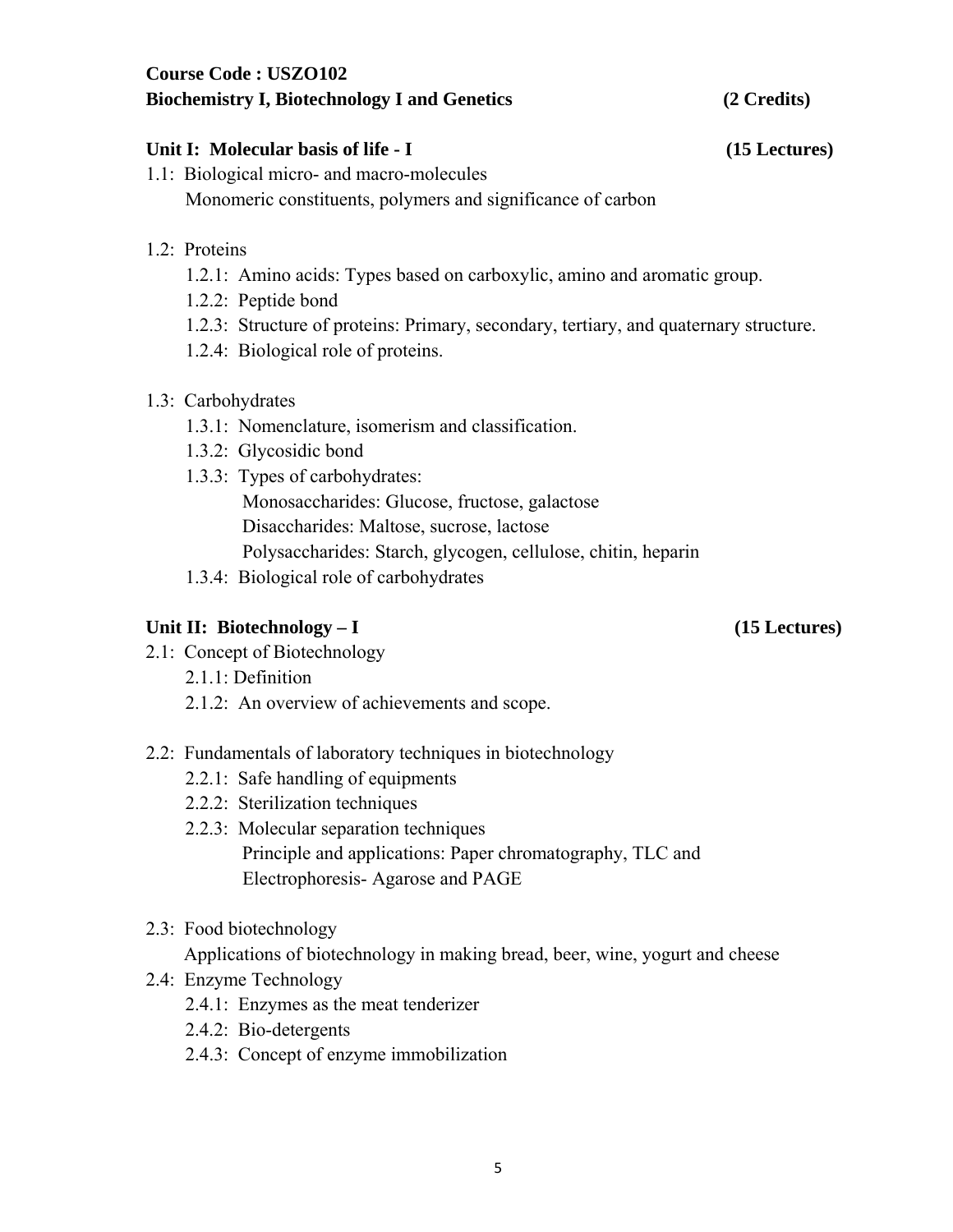**Course Code : USZO102**

**Biochemistry I, Biotechnology I and Genetics (2 Credits)**

**Unit I: Molecular basis of life - I (15 Lectures)**

1.1: Biological micro- and macro-molecules
   Monomeric constituents, polymers and significance of carbon

1.2: Proteins
   - 1.2.1: Amino acids: Types based on carboxylic, amino and aromatic group.
   - 1.2.2: Peptide bond
   - 1.2.3: Structure of proteins: Primary, secondary, tertiary, and quaternary structure.
   - 1.2.4: Biological role of proteins.

1.3: Carbohydrates
   - 1.3.1: Nomenclature, isomerism and classification.
   - 1.3.2: Glycosidic bond
   - 1.3.3: Types of carbohydrates:
     Monosaccharides: Glucose, fructose, galactose
     Disaccharides: Maltose, sucrose, lactose
     Polysaccharides: Starch, glycogen, cellulose, chitin, heparin
   - 1.3.4: Biological role of carbohydrates

**Unit II: Biotechnology – I (15 Lectures)**

2.1: Concept of Biotechnology
   - 2.1.1: Definition
   - 2.1.2: An overview of achievements and scope.

2.2: Fundamentals of laboratory techniques in biotechnology
   - 2.2.1: Safe handling of equipments
   - 2.2.2: Sterilization techniques
   - 2.2.3: Molecular separation techniques
     Principle and applications: Paper chromatography, TLC and Electrophoresis- Agarose and PAGE

2.3: Food biotechnology
   Applications of biotechnology in making bread, beer, wine, yogurt and cheese

2.4: Enzyme Technology
   - 2.4.1: Enzymes as the meat tenderizer
   - 2.4.2: Bio-detergents
   - 2.4.3: Concept of enzyme immobilization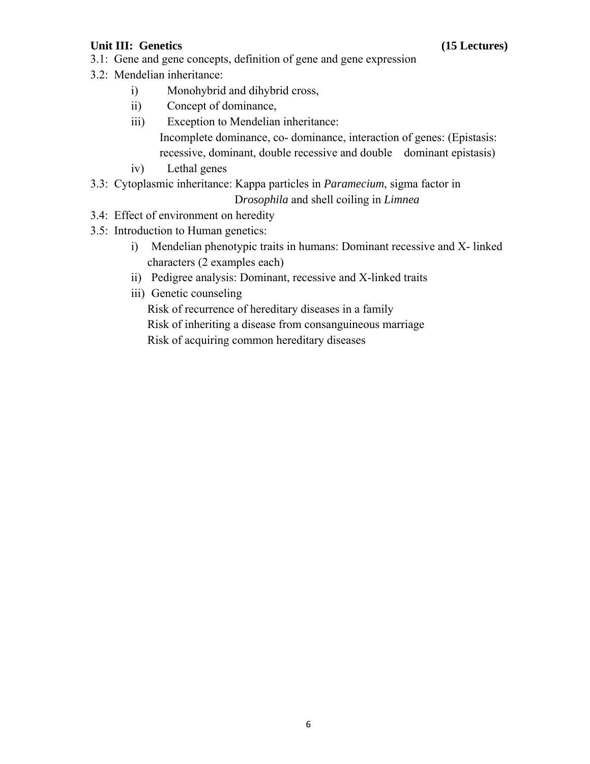**Unit III: Genetics** **(15 Lectures)**

3.1: Gene and gene concepts, definition of gene and gene expression

3.2: Mendelian inheritance:

- i) Monohybrid and dihybrid cross,
- ii) Concept of dominance,
- iii) Exception to Mendelian inheritance:
  Incomplete dominance, co- dominance, interaction of genes: (Epistasis: recessive, dominant, double recessive and double dominant epistasis)
- iv) Lethal genes

3.3: Cytoplasmic inheritance: Kappa particles in *Paramecium*, sigma factor in D*rosophila* and shell coiling in *Limnea*

3.4: Effect of environment on heredity

3.5: Introduction to Human genetics:

- i) Mendelian phenotypic traits in humans: Dominant recessive and X- linked characters (2 examples each)
- ii) Pedigree analysis: Dominant, recessive and X-linked traits
- iii) Genetic counseling
  Risk of recurrence of hereditary diseases in a family
  Risk of inheriting a disease from consanguineous marriage
  Risk of acquiring common hereditary diseases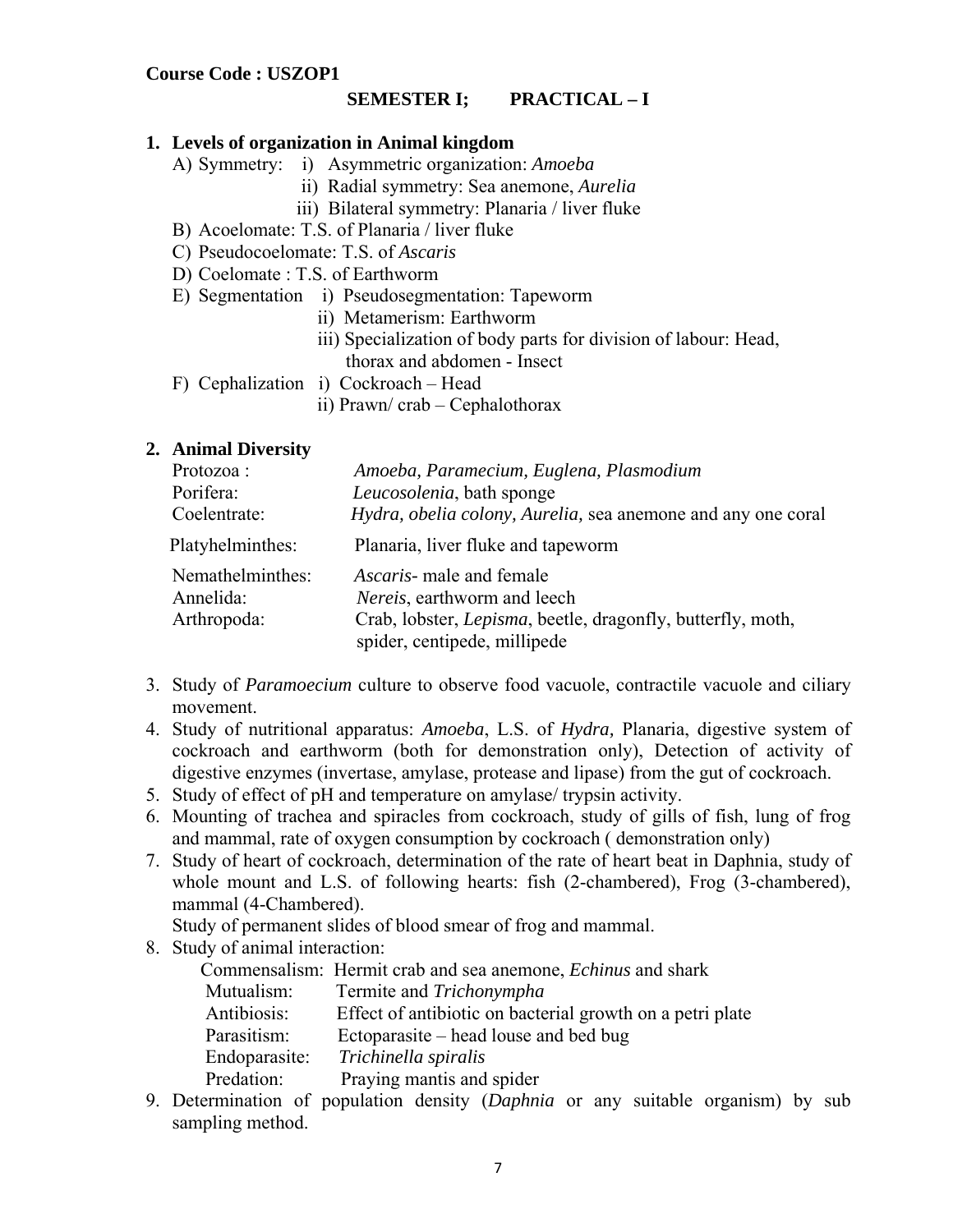**Course Code : USZOP1**

**SEMESTER I; PRACTICAL – I**

1. **Levels of organization in Animal kingdom**
   - A) Symmetry:
     - i) Asymmetric organization: *Amoeba*
     - ii) Radial symmetry: Sea anemone, *Aurelia*
     - iii) Bilateral symmetry: Planaria / liver fluke
   - B) Acoelomate: T.S. of Planaria / liver fluke
   - C) Pseudocoelomate: T.S. of *Ascaris*
   - D) Coelomate : T.S. of Earthworm
   - E) Segmentation
     - i) Pseudosegmentation: Tapeworm
     - ii) Metamerism: Earthworm
     - iii) Specialization of body parts for division of labour: Head, thorax and abdomen - Insect
   - F) Cephalization
     - i) Cockroach – Head
     - ii) Prawn/ crab – Cephalothorax

2. **Animal Diversity**

   | | |
   |---|---|
   | Protozoa : | *Amoeba, Paramecium, Euglena, Plasmodium* |
   | Porifera: | *Leucosolenia*, bath sponge |
   | Coelentrate: | *Hydra, obelia colony, Aurelia,* sea anemone and any one coral |
   | Platyhelminthes: | Planaria, liver fluke and tapeworm |
   | Nemathelminthes: | *Ascaris*- male and female |
   | Annelida: | *Nereis*, earthworm and leech |
   | Arthropoda: | Crab, lobster, *Lepisma*, beetle, dragonfly, butterfly, moth, spider, centipede, millipede |

3. Study of *Paramoecium* culture to observe food vacuole, contractile vacuole and ciliary movement.
4. Study of nutritional apparatus: *Amoeba*, L.S. of *Hydra,* Planaria, digestive system of cockroach and earthworm (both for demonstration only), Detection of activity of digestive enzymes (invertase, amylase, protease and lipase) from the gut of cockroach.
5. Study of effect of pH and temperature on amylase/ trypsin activity.
6. Mounting of trachea and spiracles from cockroach, study of gills of fish, lung of frog and mammal, rate of oxygen consumption by cockroach ( demonstration only)
7. Study of heart of cockroach, determination of the rate of heart beat in Daphnia, study of whole mount and L.S. of following hearts: fish (2-chambered), Frog (3-chambered), mammal (4-Chambered).

   Study of permanent slides of blood smear of frog and mammal.
8. Study of animal interaction:

   | | |
   |---|---|
   | Commensalism: | Hermit crab and sea anemone, *Echinus* and shark |
   | Mutualism: | Termite and *Trichonympha* |
   | Antibiosis: | Effect of antibiotic on bacterial growth on a petri plate |
   | Parasitism: | Ectoparasite – head louse and bed bug |
   | Endoparasite: | *Trichinella spiralis* |
   | Predation: | Praying mantis and spider |

9. Determination of population density (*Daphnia* or any suitable organism) by sub sampling method.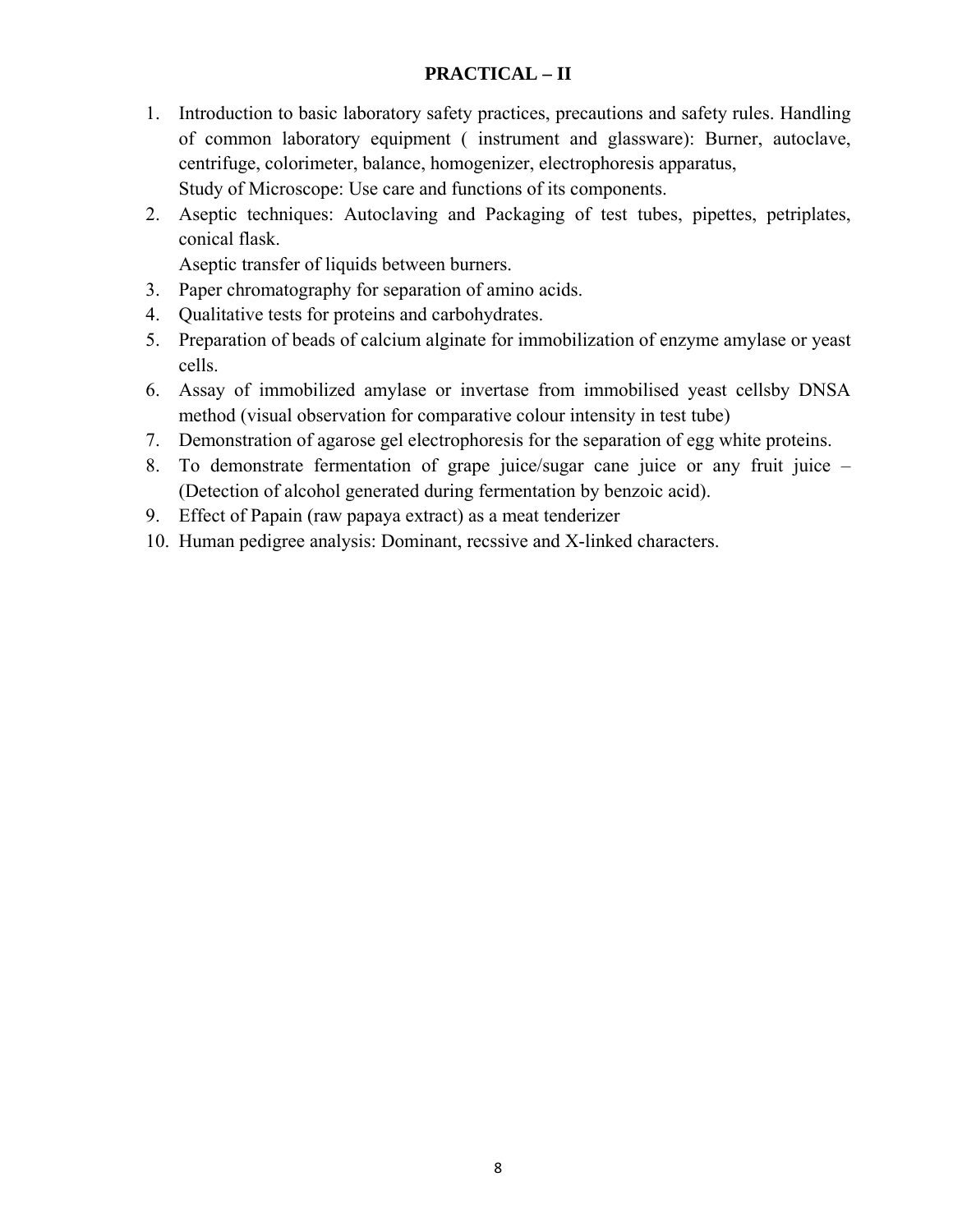## PRACTICAL – II

1. Introduction to basic laboratory safety practices, precautions and safety rules. Handling of common laboratory equipment ( instrument and glassware): Burner, autoclave, centrifuge, colorimeter, balance, homogenizer, electrophoresis apparatus,
   Study of Microscope: Use care and functions of its components.
2. Aseptic techniques: Autoclaving and Packaging of test tubes, pipettes, petriplates, conical flask.
   Aseptic transfer of liquids between burners.
3. Paper chromatography for separation of amino acids.
4. Qualitative tests for proteins and carbohydrates.
5. Preparation of beads of calcium alginate for immobilization of enzyme amylase or yeast cells.
6. Assay of immobilized amylase or invertase from immobilised yeast cellsby DNSA method (visual observation for comparative colour intensity in test tube)
7. Demonstration of agarose gel electrophoresis for the separation of egg white proteins.
8. To demonstrate fermentation of grape juice/sugar cane juice or any fruit juice – (Detection of alcohol generated during fermentation by benzoic acid).
9. Effect of Papain (raw papaya extract) as a meat tenderizer
10. Human pedigree analysis: Dominant, recssive and X-linked characters.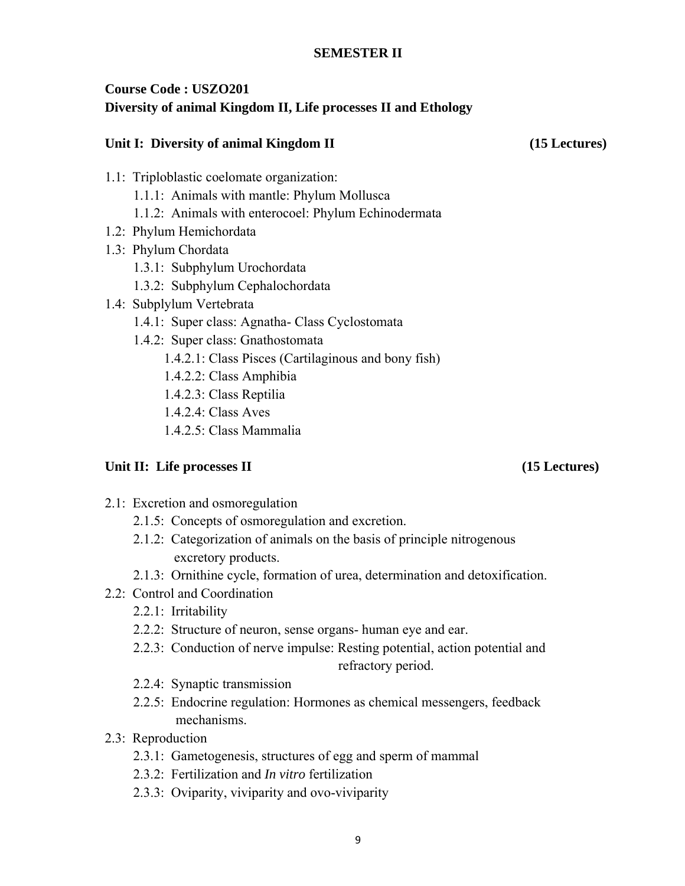# SEMESTER II

## Course Code : USZO201
## Diversity of animal Kingdom II, Life processes II and Ethology

### Unit I: Diversity of animal Kingdom II (15 Lectures)

- 1.1: Triploblastic coelomate organization:
  - 1.1.1: Animals with mantle: Phylum Mollusca
  - 1.1.2: Animals with enterocoel: Phylum Echinodermata
- 1.2: Phylum Hemichordata
- 1.3: Phylum Chordata
  - 1.3.1: Subphylum Urochordata
  - 1.3.2: Subphylum Cephalochordata
- 1.4: Subplylum Vertebrata
  - 1.4.1: Super class: Agnatha- Class Cyclostomata
  - 1.4.2: Super class: Gnathostomata
    - 1.4.2.1: Class Pisces (Cartilaginous and bony fish)
    - 1.4.2.2: Class Amphibia
    - 1.4.2.3: Class Reptilia
    - 1.4.2.4: Class Aves
    - 1.4.2.5: Class Mammalia

### Unit II: Life processes II (15 Lectures)

- 2.1: Excretion and osmoregulation
  - 2.1.5: Concepts of osmoregulation and excretion.
  - 2.1.2: Categorization of animals on the basis of principle nitrogenous excretory products.
  - 2.1.3: Ornithine cycle, formation of urea, determination and detoxification.
- 2.2: Control and Coordination
  - 2.2.1: Irritability
  - 2.2.2: Structure of neuron, sense organs- human eye and ear.
  - 2.2.3: Conduction of nerve impulse: Resting potential, action potential and refractory period.
  - 2.2.4: Synaptic transmission
  - 2.2.5: Endocrine regulation: Hormones as chemical messengers, feedback mechanisms.
- 2.3: Reproduction
  - 2.3.1: Gametogenesis, structures of egg and sperm of mammal
  - 2.3.2: Fertilization and *In vitro* fertilization
  - 2.3.3: Oviparity, viviparity and ovo-viviparity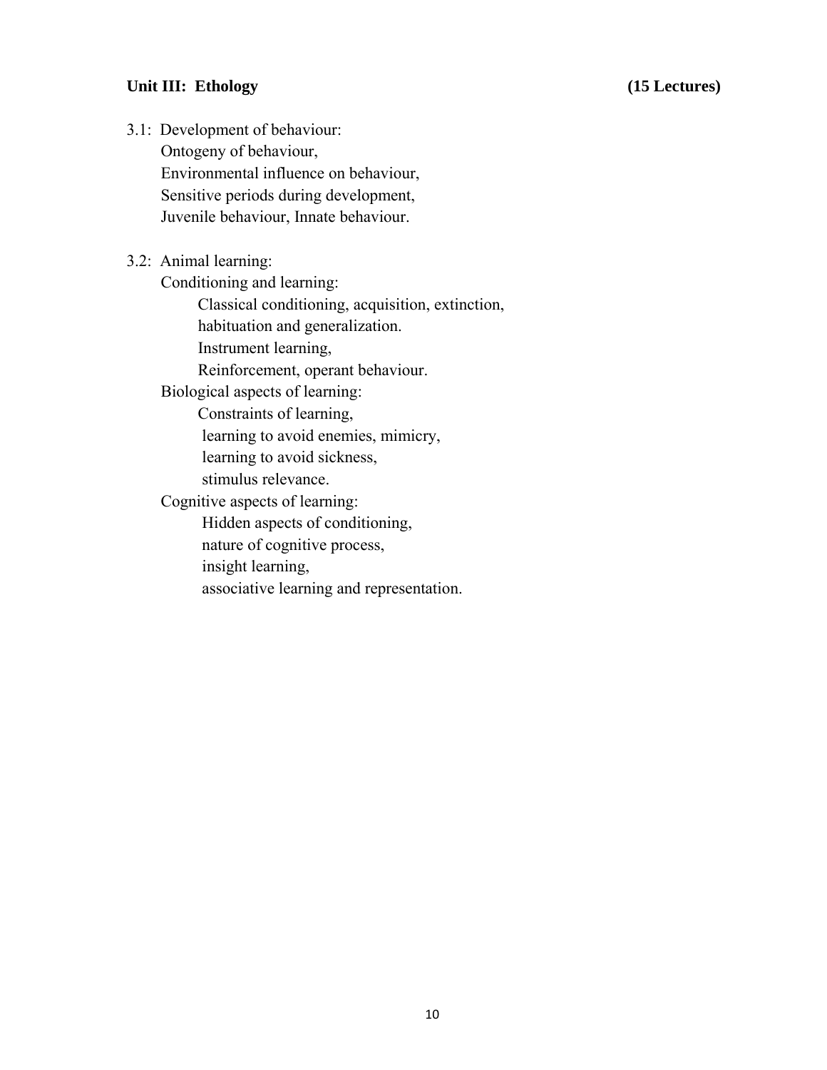## Unit III: Ethology (15 Lectures)

3.1: Development of behaviour:
- Ontogeny of behaviour,
- Environmental influence on behaviour,
- Sensitive periods during development,
- Juvenile behaviour, Innate behaviour.

3.2: Animal learning:
- Conditioning and learning:
  - Classical conditioning, acquisition, extinction, habituation and generalization.
  - Instrument learning,
  - Reinforcement, operant behaviour.
- Biological aspects of learning:
  - Constraints of learning,
  - learning to avoid enemies, mimicry,
  - learning to avoid sickness,
  - stimulus relevance.
- Cognitive aspects of learning:
  - Hidden aspects of conditioning,
  - nature of cognitive process,
  - insight learning,
  - associative learning and representation.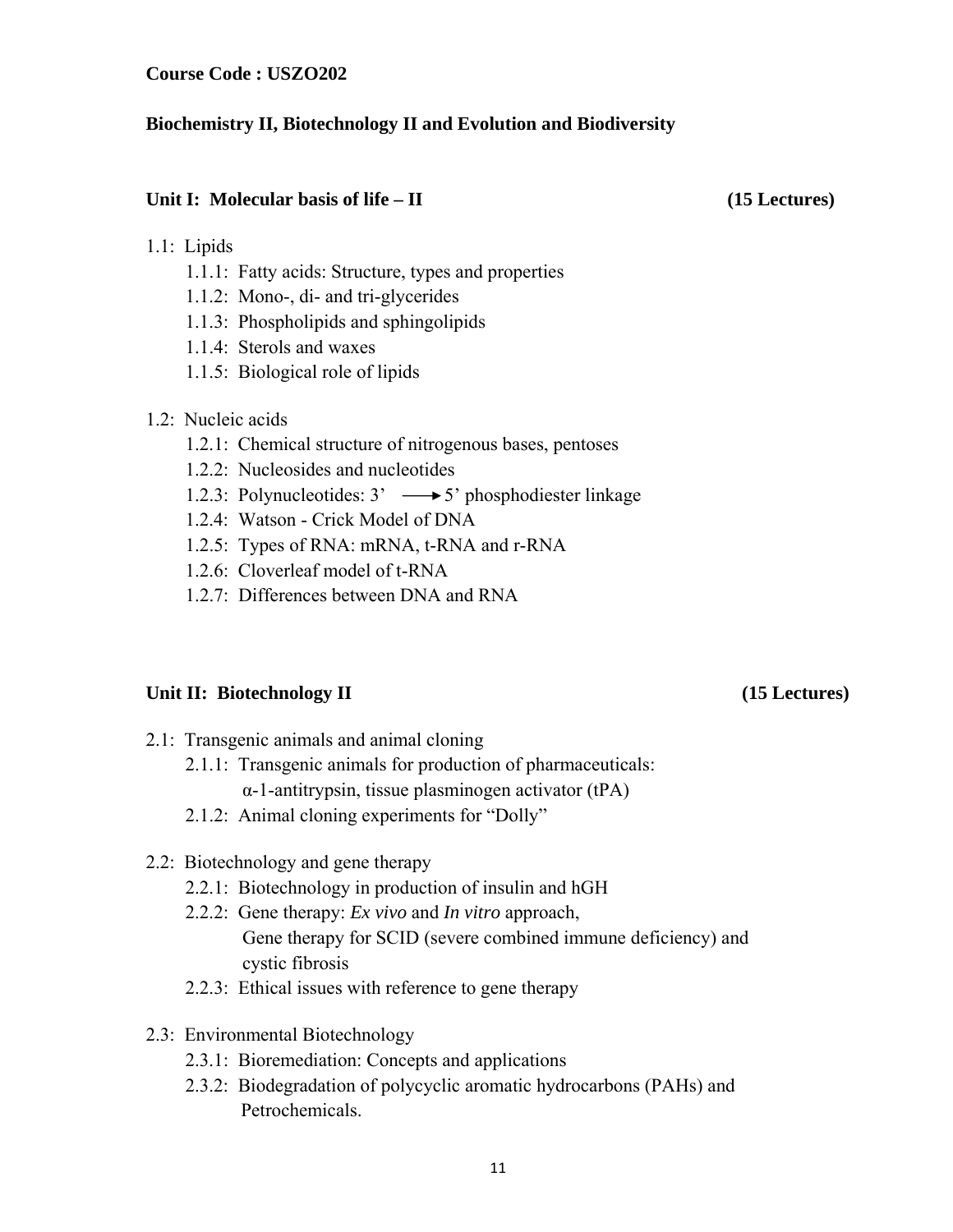**Course Code : USZO202**

**Biochemistry II, Biotechnology II and Evolution and Biodiversity**

## Unit I: Molecular basis of life – II (15 Lectures)

1.1: Lipids
- 1.1.1: Fatty acids: Structure, types and properties
- 1.1.2: Mono-, di- and tri-glycerides
- 1.1.3: Phospholipids and sphingolipids
- 1.1.4: Sterols and waxes
- 1.1.5: Biological role of lipids

1.2: Nucleic acids
- 1.2.1: Chemical structure of nitrogenous bases, pentoses
- 1.2.2: Nucleosides and nucleotides
- 1.2.3: Polynucleotides: 3' ⟶ 5' phosphodiester linkage
- 1.2.4: Watson - Crick Model of DNA
- 1.2.5: Types of RNA: mRNA, t-RNA and r-RNA
- 1.2.6: Cloverleaf model of t-RNA
- 1.2.7: Differences between DNA and RNA

## Unit II: Biotechnology II (15 Lectures)

2.1: Transgenic animals and animal cloning
- 2.1.1: Transgenic animals for production of pharmaceuticals: α-1-antitrypsin, tissue plasminogen activator (tPA)
- 2.1.2: Animal cloning experiments for "Dolly"

2.2: Biotechnology and gene therapy
- 2.2.1: Biotechnology in production of insulin and hGH
- 2.2.2: Gene therapy: *Ex vivo* and *In vitro* approach, Gene therapy for SCID (severe combined immune deficiency) and cystic fibrosis
- 2.2.3: Ethical issues with reference to gene therapy

2.3: Environmental Biotechnology
- 2.3.1: Bioremediation: Concepts and applications
- 2.3.2: Biodegradation of polycyclic aromatic hydrocarbons (PAHs) and Petrochemicals.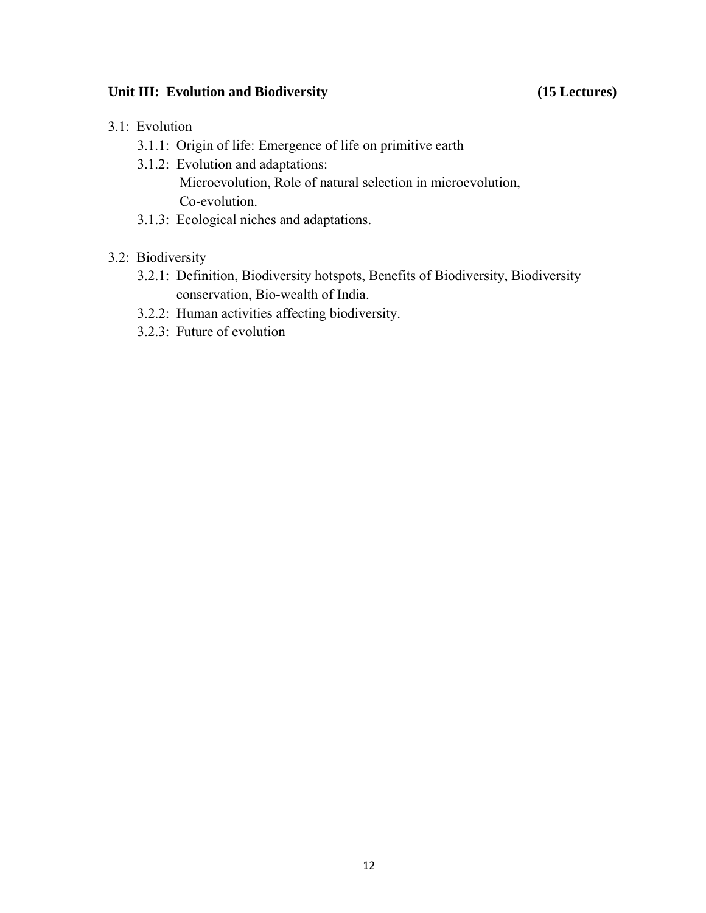**Unit III: Evolution and Biodiversity (15 Lectures)**

3.1: Evolution

- 3.1.1: Origin of life: Emergence of life on primitive earth
- 3.1.2: Evolution and adaptations:
  Microevolution, Role of natural selection in microevolution, Co-evolution.
- 3.1.3: Ecological niches and adaptations.

3.2: Biodiversity

- 3.2.1: Definition, Biodiversity hotspots, Benefits of Biodiversity, Biodiversity conservation, Bio-wealth of India.
- 3.2.2: Human activities affecting biodiversity.
- 3.2.3: Future of evolution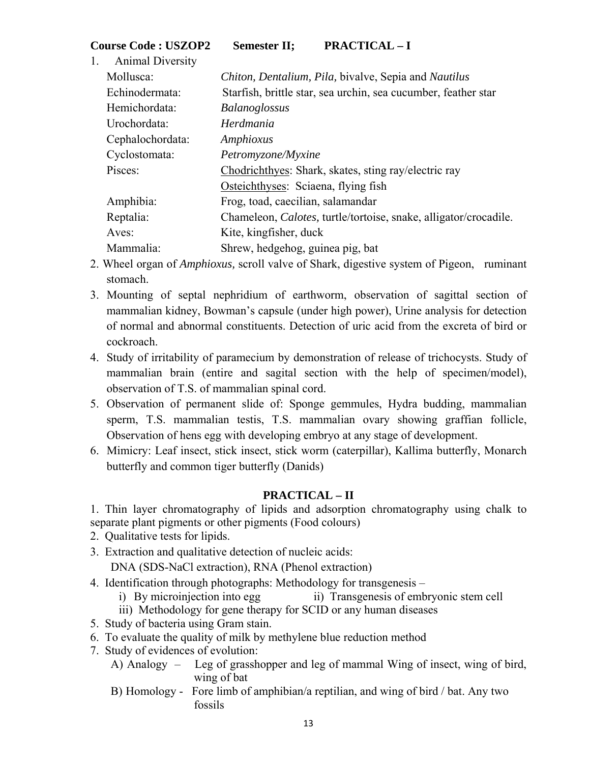**Course Code : USZOP2  Semester II;  PRACTICAL – I**

1. Animal Diversity

| | |
|---|---|
| Mollusca: | *Chiton, Dentalium, Pila,* bivalve, Sepia and *Nautilus* |
| Echinodermata: | Starfish, brittle star, sea urchin, sea cucumber, feather star |
| Hemichordata: | *Balanoglossus* |
| Urochordata: | *Herdmania* |
| Cephalochordata: | *Amphioxus* |
| Cyclostomata: | *Petromyzone/Myxine* |
| Pisces: | Chodrichthyes: Shark, skates, sting ray/electric ray |
| | Osteichthyses: Sciaena, flying fish |
| Amphibia: | Frog, toad, caecilian, salamandar |
| Reptalia: | Chameleon, *Calotes,* turtle/tortoise, snake, alligator/crocadile. |
| Aves: | Kite, kingfisher, duck |
| Mammalia: | Shrew, hedgehog, guinea pig, bat |

2. Wheel organ of *Amphioxus,* scroll valve of Shark, digestive system of Pigeon, ruminant stomach.
3. Mounting of septal nephridium of earthworm, observation of sagittal section of mammalian kidney, Bowman's capsule (under high power), Urine analysis for detection of normal and abnormal constituents. Detection of uric acid from the excreta of bird or cockroach.
4. Study of irritability of paramecium by demonstration of release of trichocysts. Study of mammalian brain (entire and sagital section with the help of specimen/model), observation of T.S. of mammalian spinal cord.
5. Observation of permanent slide of: Sponge gemmules, Hydra budding, mammalian sperm, T.S. mammalian testis, T.S. mammalian ovary showing graffian follicle, Observation of hens egg with developing embryo at any stage of development.
6. Mimicry: Leaf insect, stick insect, stick worm (caterpillar), Kallima butterfly, Monarch butterfly and common tiger butterfly (Danids)

## PRACTICAL – II

1. Thin layer chromatography of lipids and adsorption chromatography using chalk to separate plant pigments or other pigments (Food colours)
2. Qualitative tests for lipids.
3. Extraction and qualitative detection of nucleic acids:
   DNA (SDS-NaCl extraction), RNA (Phenol extraction)
4. Identification through photographs: Methodology for transgenesis –
   i) By microinjection into egg  ii) Transgenesis of embryonic stem cell
   iii) Methodology for gene therapy for SCID or any human diseases
5. Study of bacteria using Gram stain.
6. To evaluate the quality of milk by methylene blue reduction method
7. Study of evidences of evolution:
   A) Analogy – Leg of grasshopper and leg of mammal Wing of insect, wing of bird, wing of bat
   B) Homology - Fore limb of amphibian/a reptilian, and wing of bird / bat. Any two fossils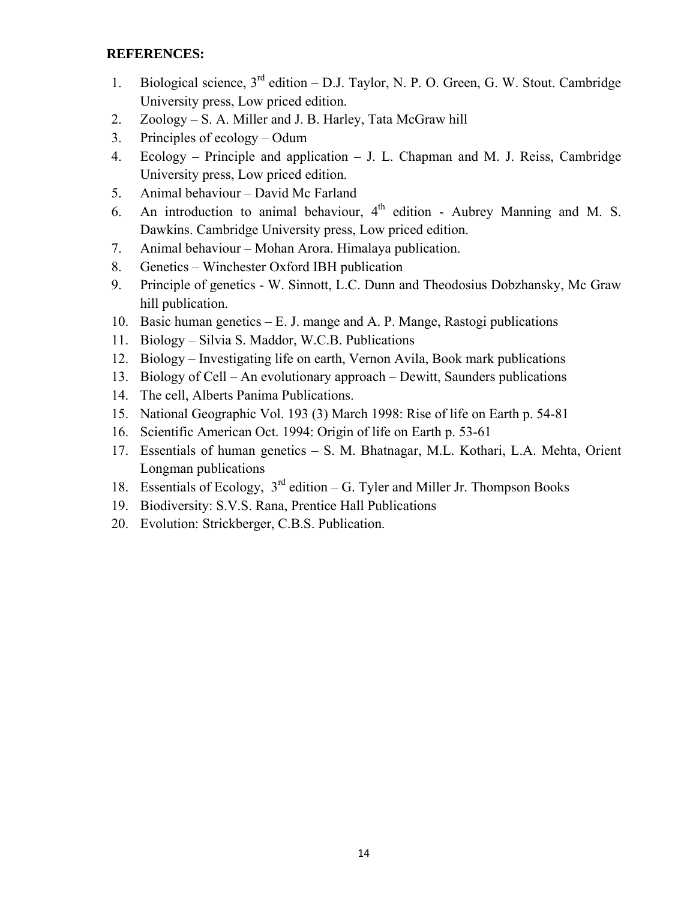**REFERENCES:**

1. Biological science, 3rd edition – D.J. Taylor, N. P. O. Green, G. W. Stout. Cambridge University press, Low priced edition.
2. Zoology – S. A. Miller and J. B. Harley, Tata McGraw hill
3. Principles of ecology – Odum
4. Ecology – Principle and application – J. L. Chapman and M. J. Reiss, Cambridge University press, Low priced edition.
5. Animal behaviour – David Mc Farland
6. An introduction to animal behaviour, 4th edition - Aubrey Manning and M. S. Dawkins. Cambridge University press, Low priced edition.
7. Animal behaviour – Mohan Arora. Himalaya publication.
8. Genetics – Winchester Oxford IBH publication
9. Principle of genetics - W. Sinnott, L.C. Dunn and Theodosius Dobzhansky, Mc Graw hill publication.
10. Basic human genetics – E. J. mange and A. P. Mange, Rastogi publications
11. Biology – Silvia S. Maddor, W.C.B. Publications
12. Biology – Investigating life on earth, Vernon Avila, Book mark publications
13. Biology of Cell – An evolutionary approach – Dewitt, Saunders publications
14. The cell, Alberts Panima Publications.
15. National Geographic Vol. 193 (3) March 1998: Rise of life on Earth p. 54-81
16. Scientific American Oct. 1994: Origin of life on Earth p. 53-61
17. Essentials of human genetics – S. M. Bhatnagar, M.L. Kothari, L.A. Mehta, Orient Longman publications
18. Essentials of Ecology, 3rd edition – G. Tyler and Miller Jr. Thompson Books
19. Biodiversity: S.V.S. Rana, Prentice Hall Publications
20. Evolution: Strickberger, C.B.S. Publication.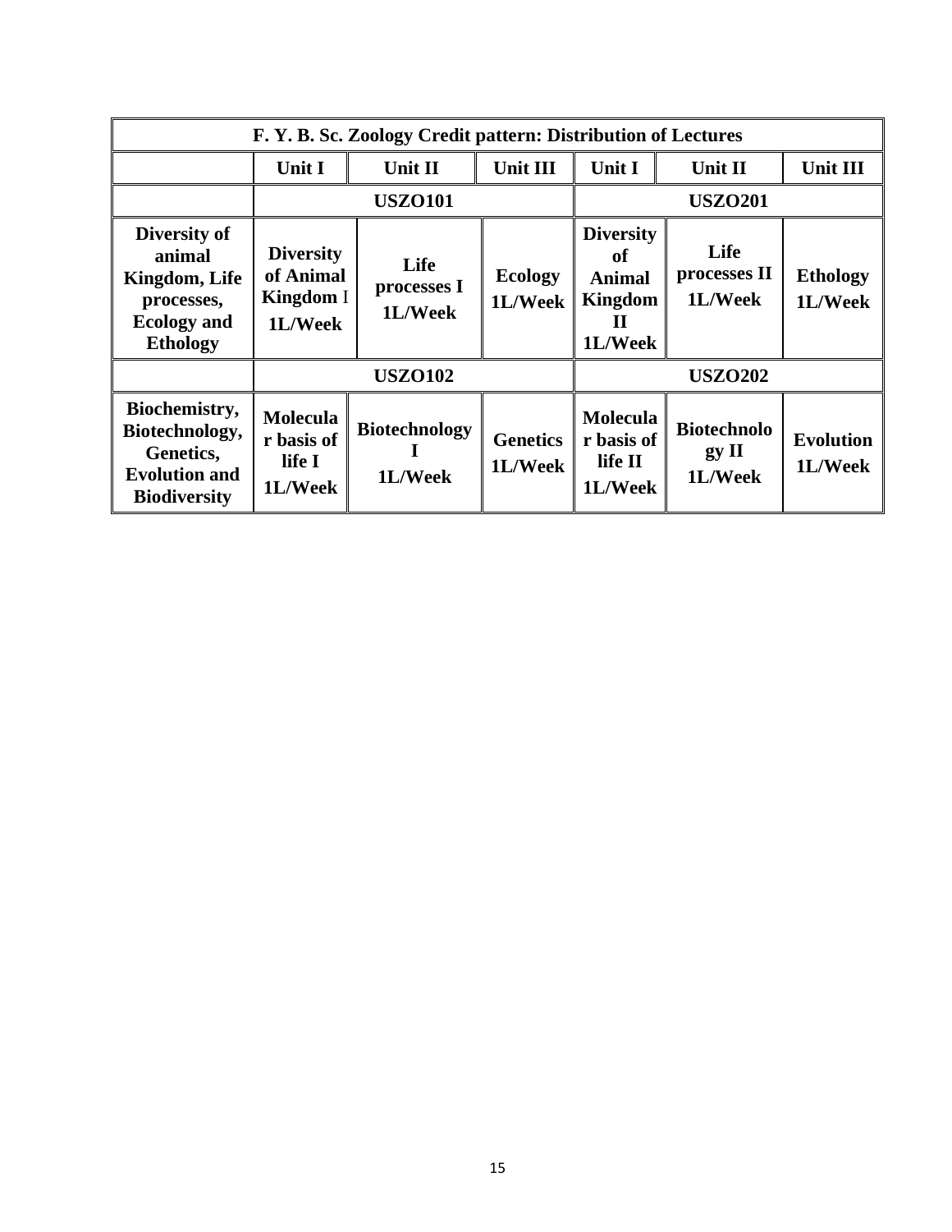| F. Y. B. Sc. Zoology Credit pattern: Distribution of Lectures | | | | | | |
|---|---|---|---|---|---|---|
| | Unit I | Unit II | Unit III | Unit I | Unit II | Unit III |
| | USZO101 | | | USZO201 | | |
| **Diversity of animal Kingdom, Life processes, Ecology and Ethology** | **Diversity of Animal Kingdom I 1L/Week** | **Life processes I 1L/Week** | **Ecology 1L/Week** | **Diversity of Animal Kingdom II 1L/Week** | **Life processes II 1L/Week** | **Ethology 1L/Week** |
| | USZO102 | | | USZO202 | | |
| **Biochemistry, Biotechnology, Genetics, Evolution and Biodiversity** | **Molecular basis of life I 1L/Week** | **Biotechnology I 1L/Week** | **Genetics 1L/Week** | **Molecular basis of life II 1L/Week** | **Biotechnology II 1L/Week** | **Evolution 1L/Week** |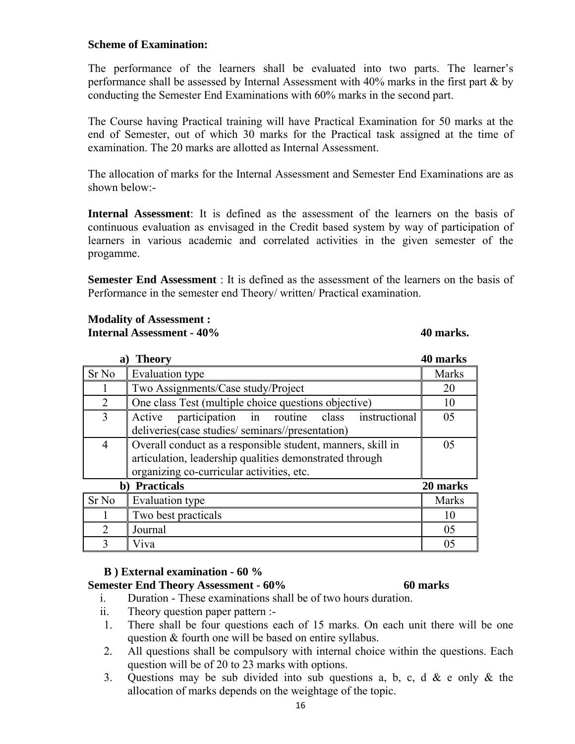**Scheme of Examination:**

The performance of the learners shall be evaluated into two parts. The learner's performance shall be assessed by Internal Assessment with 40% marks in the first part & by conducting the Semester End Examinations with 60% marks in the second part.

The Course having Practical training will have Practical Examination for 50 marks at the end of Semester, out of which 30 marks for the Practical task assigned at the time of examination. The 20 marks are allotted as Internal Assessment.

The allocation of marks for the Internal Assessment and Semester End Examinations are as shown below:-

**Internal Assessment**: It is defined as the assessment of the learners on the basis of continuous evaluation as envisaged in the Credit based system by way of participation of learners in various academic and correlated activities in the given semester of the progamme.

**Semester End Assessment** : It is defined as the assessment of the learners on the basis of Performance in the semester end Theory/ written/ Practical examination.

**Modality of Assessment :**
**Internal Assessment - 40% 40 marks.**

**a) Theory 40 marks**

| Sr No | Evaluation type | Marks |
|---|---|---|
| 1 | Two Assignments/Case study/Project | 20 |
| 2 | One class Test (multiple choice questions objective) | 10 |
| 3 | Active participation in routine class instructional deliveries(case studies/ seminars//presentation) | 05 |
| 4 | Overall conduct as a responsible student, manners, skill in articulation, leadership qualities demonstrated through organizing co-curricular activities, etc. | 05 |

**b) Practicals 20 marks**

| Sr No | Evaluation type | Marks |
|---|---|---|
| 1 | Two best practicals | 10 |
| 2 | Journal | 05 |
| 3 | Viva | 05 |

**B ) External examination - 60 %**
**Semester End Theory Assessment - 60% 60 marks**

i. Duration - These examinations shall be of two hours duration.
ii. Theory question paper pattern :-

1. There shall be four questions each of 15 marks. On each unit there will be one question & fourth one will be based on entire syllabus.
2. All questions shall be compulsory with internal choice within the questions. Each question will be of 20 to 23 marks with options.
3. Questions may be sub divided into sub questions a, b, c, d & e only & the allocation of marks depends on the weightage of the topic.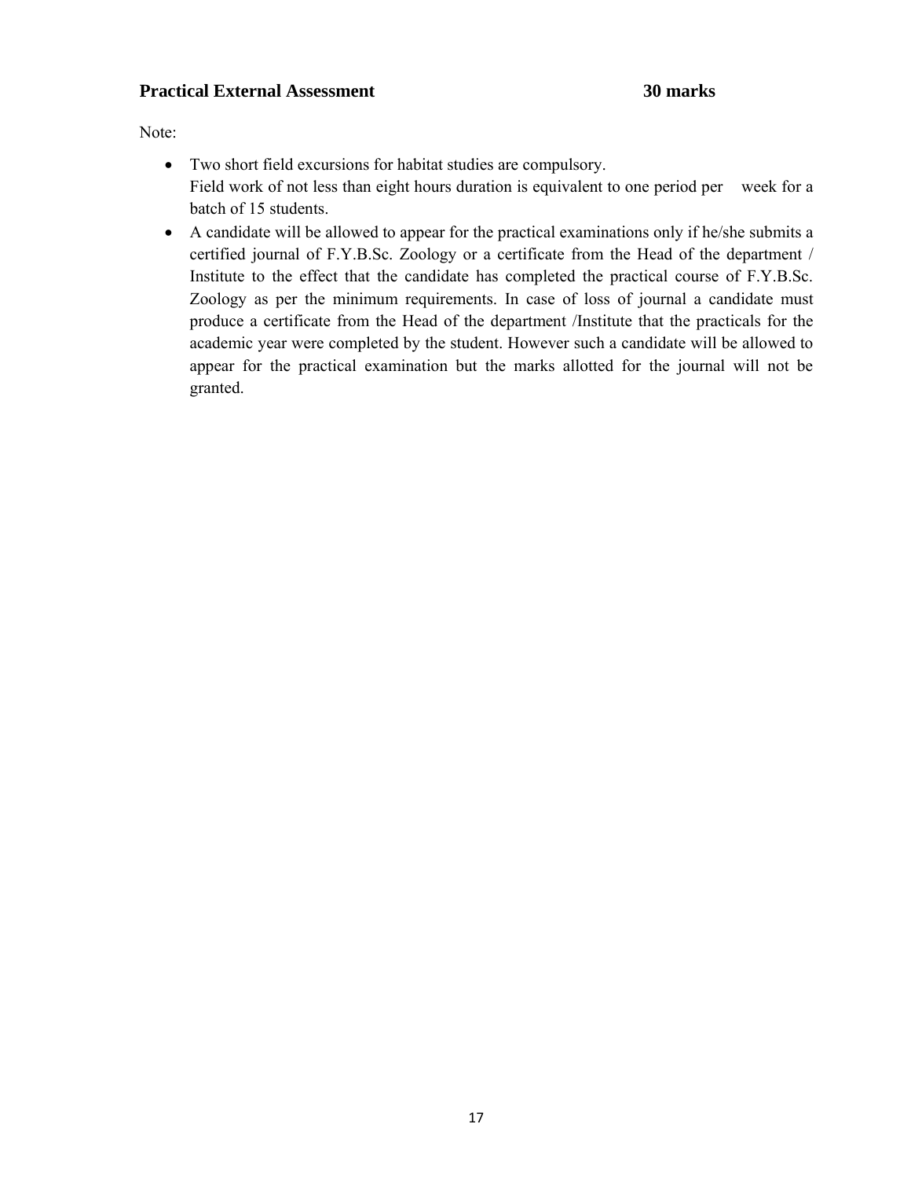**Practical External Assessment 30 marks**

Note:

- Two short field excursions for habitat studies are compulsory.
  Field work of not less than eight hours duration is equivalent to one period per week for a batch of 15 students.
- A candidate will be allowed to appear for the practical examinations only if he/she submits a certified journal of F.Y.B.Sc. Zoology or a certificate from the Head of the department / Institute to the effect that the candidate has completed the practical course of F.Y.B.Sc. Zoology as per the minimum requirements. In case of loss of journal a candidate must produce a certificate from the Head of the department /Institute that the practicals for the academic year were completed by the student. However such a candidate will be allowed to appear for the practical examination but the marks allotted for the journal will not be granted.